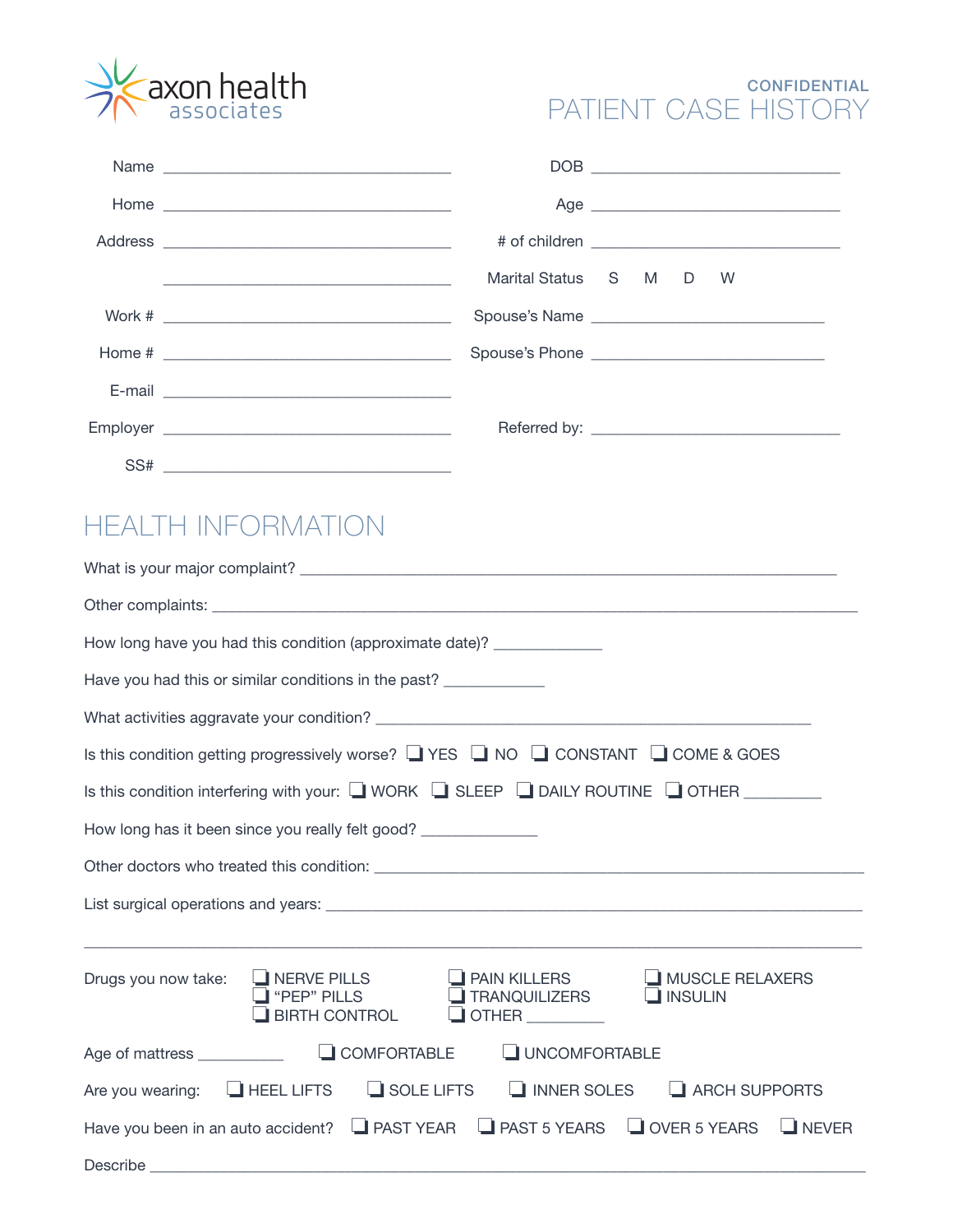axon health
associates

CONFIDENTIAL

# PATIENT CASE HISTORY

Name ______________________________

DOB ______________________________

Home ______________________________

Age ______________________________

Address ______________________________

______________________________

# of children ______________________________

Marital Status S M D W

Work # ______________________________

Spouse's Name ______________________________

Home # ______________________________

Spouse's Phone ______________________________

E-mail ______________________________

Employer ______________________________

Referred by: ______________________________

SS# ______________________________

## HEALTH INFORMATION

What is your major complaint? ______________________________

Other complaints: ______________________________

How long have you had this condition (approximate date)? ____________

Have you had this or similar conditions in the past? ____________

What activities aggravate your condition? ______________________________

Is this condition getting progressively worse? ❑ YES ❑ NO ❑ CONSTANT ❑ COME & GOES

Is this condition interfering with your: ❑ WORK ❑ SLEEP ❑ DAILY ROUTINE ❑ OTHER ________

How long has it been since you really felt good? ____________

Other doctors who treated this condition: ______________________________

List surgical operations and years: ______________________________

______________________________

Drugs you now take: ❑ NERVE PILLS ❑ "PEP" PILLS ❑ BIRTH CONTROL ❑ PAIN KILLERS ❑ TRANQUILIZERS ❑ OTHER ________ ❑ MUSCLE RELAXERS ❑ INSULIN

Age of mattress __________ ❑ COMFORTABLE ❑ UNCOMFORTABLE

Are you wearing: ❑ HEEL LIFTS ❑ SOLE LIFTS ❑ INNER SOLES ❑ ARCH SUPPORTS

Have you been in an auto accident? ❑ PAST YEAR ❑ PAST 5 YEARS ❑ OVER 5 YEARS ❑ NEVER

Describe ______________________________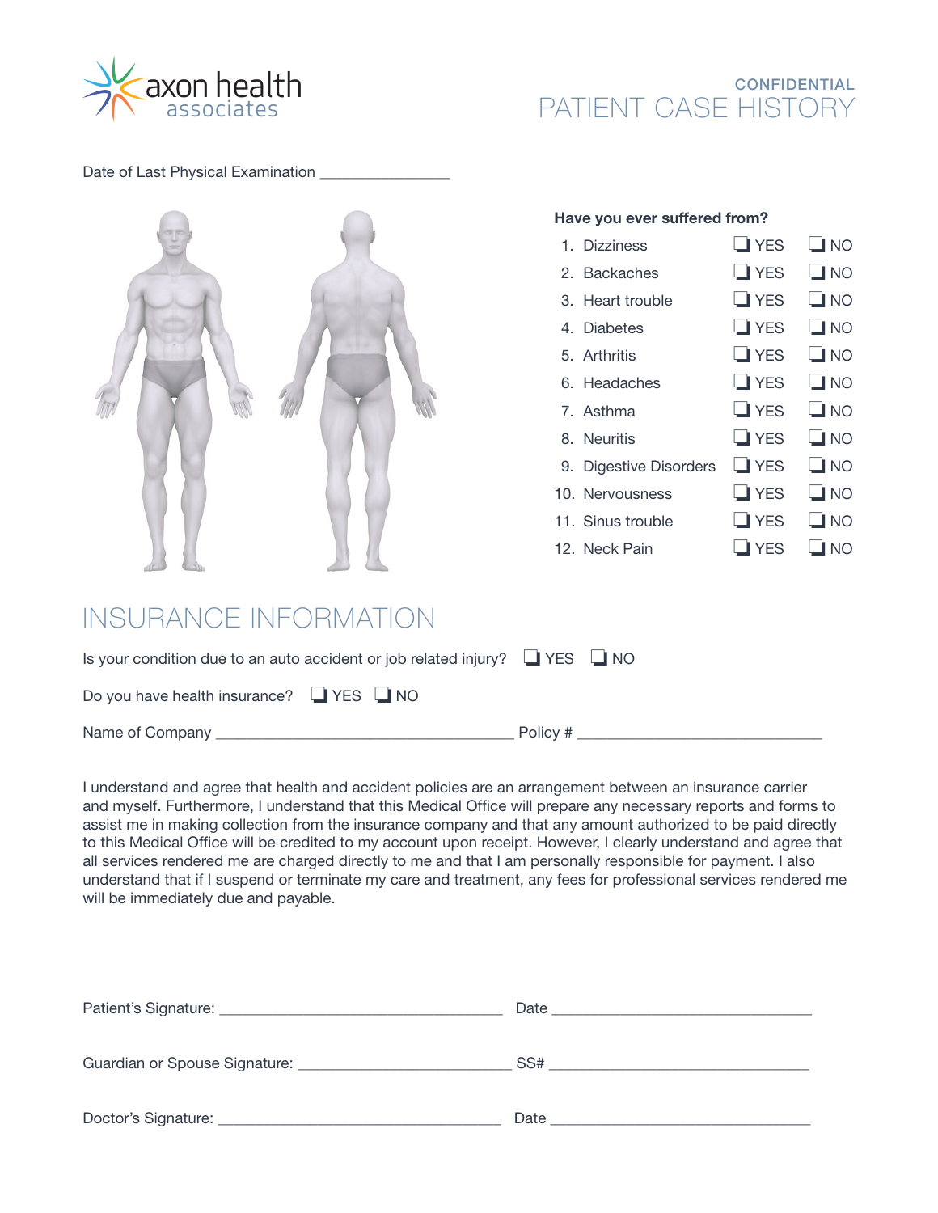axon health associates

CONFIDENTIAL

# PATIENT CASE HISTORY

Date of Last Physical Examination ________________

**Have you ever suffered from?**

| | | | |
|---|---|---|---|
| 1. | Dizziness | ❑ YES | ❑ NO |
| 2. | Backaches | ❑ YES | ❑ NO |
| 3. | Heart trouble | ❑ YES | ❑ NO |
| 4. | Diabetes | ❑ YES | ❑ NO |
| 5. | Arthritis | ❑ YES | ❑ NO |
| 6. | Headaches | ❑ YES | ❑ NO |
| 7. | Asthma | ❑ YES | ❑ NO |
| 8. | Neuritis | ❑ YES | ❑ NO |
| 9. | Digestive Disorders | ❑ YES | ❑ NO |
| 10. | Nervousness | ❑ YES | ❑ NO |
| 11. | Sinus trouble | ❑ YES | ❑ NO |
| 12. | Neck Pain | ❑ YES | ❑ NO |

## INSURANCE INFORMATION

Is your condition due to an auto accident or job related injury? ❑ YES ❑ NO

Do you have health insurance? ❑ YES ❑ NO

Name of Company ______________________________________ Policy # ______________________________

I understand and agree that health and accident policies are an arrangement between an insurance carrier and myself. Furthermore, I understand that this Medical Office will prepare any necessary reports and forms to assist me in making collection from the insurance company and that any amount authorized to be paid directly to this Medical Office will be credited to my account upon receipt. However, I clearly understand and agree that all services rendered me are charged directly to me and that I am personally responsible for payment. I also understand that if I suspend or terminate my care and treatment, any fees for professional services rendered me will be immediately due and payable.

Patient's Signature: ___________________________________ Date ________________________________

Guardian or Spouse Signature: ___________________________ SS# ________________________________

Doctor's Signature: ___________________________________ Date ________________________________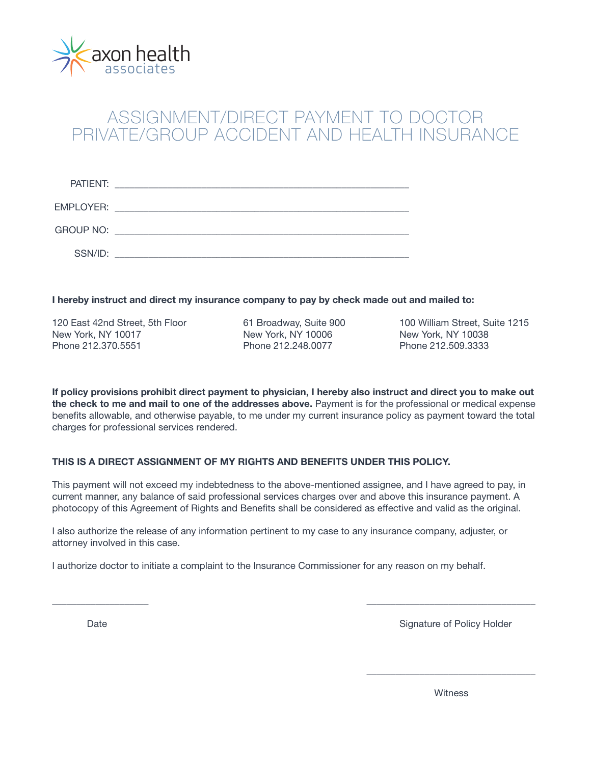axon health
associates

# ASSIGNMENT/DIRECT PAYMENT TO DOCTOR PRIVATE/GROUP ACCIDENT AND HEALTH INSURANCE

PATIENT: ____________________________________________________________

EMPLOYER: ____________________________________________________________

GROUP NO: ____________________________________________________________

SSN/ID: ____________________________________________________________

**I hereby instruct and direct my insurance company to pay by check made out and mailed to:**

120 East 42nd Street, 5th Floor
New York, NY 10017
Phone 212.370.5551

61 Broadway, Suite 900
New York, NY 10006
Phone 212.248.0077

100 William Street, Suite 1215
New York, NY 10038
Phone 212.509.3333

**If policy provisions prohibit direct payment to physician, I hereby also instruct and direct you to make out the check to me and mail to one of the addresses above.** Payment is for the professional or medical expense benefits allowable, and otherwise payable, to me under my current insurance policy as payment toward the total charges for professional services rendered.

**THIS IS A DIRECT ASSIGNMENT OF MY RIGHTS AND BENEFITS UNDER THIS POLICY.**

This payment will not exceed my indebtedness to the above-mentioned assignee, and I have agreed to pay, in current manner, any balance of said professional services charges over and above this insurance payment. A photocopy of this Agreement of Rights and Benefits shall be considered as effective and valid as the original.

I also authorize the release of any information pertinent to my case to any insurance company, adjuster, or attorney involved in this case.

I authorize doctor to initiate a complaint to the Insurance Commissioner for any reason on my behalf.

____________________ Date

__________________________________ Signature of Policy Holder

__________________________________ Witness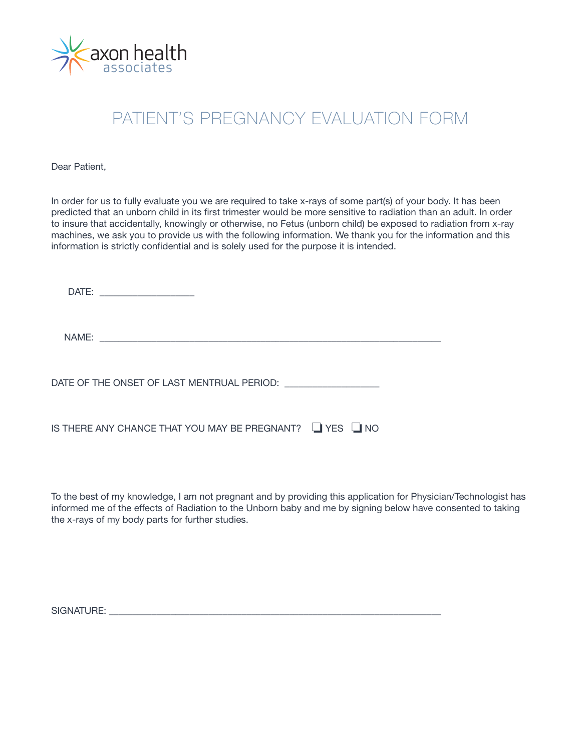axon health associates

# PATIENT'S PREGNANCY EVALUATION FORM

Dear Patient,

In order for us to fully evaluate you we are required to take x-rays of some part(s) of your body. It has been predicted that an unborn child in its first trimester would be more sensitive to radiation than an adult. In order to insure that accidentally, knowingly or otherwise, no Fetus (unborn child) be exposed to radiation from x-ray machines, we ask you to provide us with the following information. We thank you for the information and this information is strictly confidential and is solely used for the purpose it is intended.

DATE: ___________________

NAME: ______________________________________________________________________

DATE OF THE ONSET OF LAST MENTRUAL PERIOD: ___________________

IS THERE ANY CHANCE THAT YOU MAY BE PREGNANT? ❑ YES ❑ NO

To the best of my knowledge, I am not pregnant and by providing this application for Physician/Technologist has informed me of the effects of Radiation to the Unborn baby and me by signing below have consented to taking the x-rays of my body parts for further studies.

SIGNATURE: ____________________________________________________________________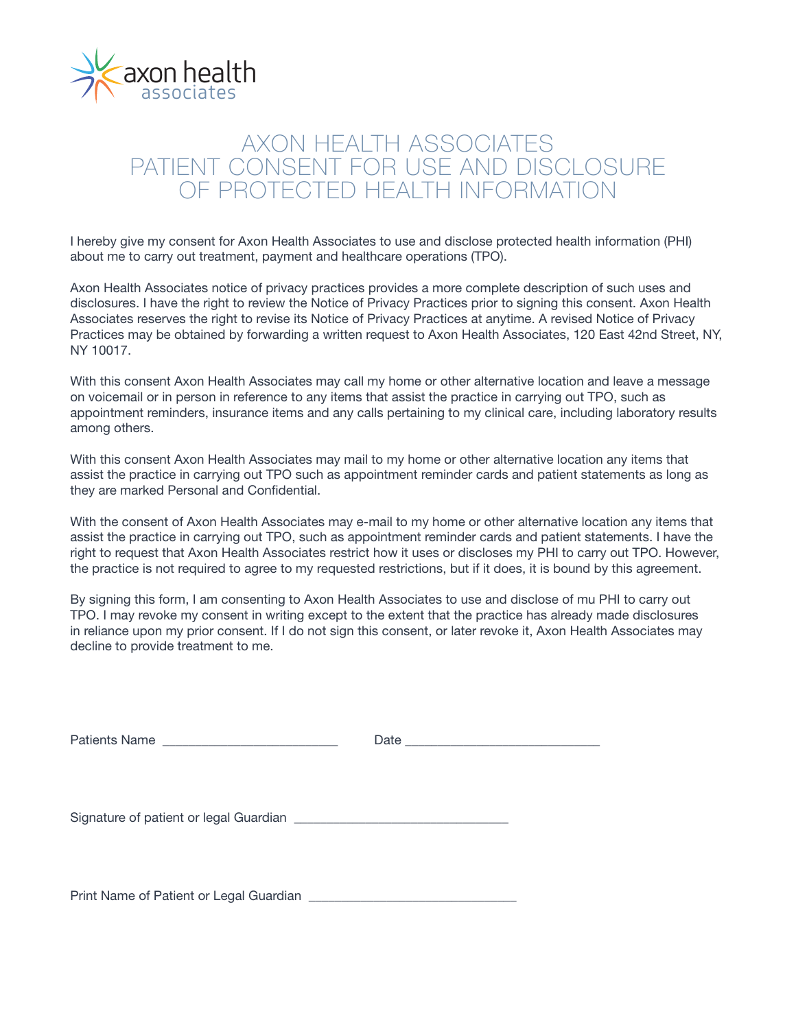# AXON HEALTH ASSOCIATES PATIENT CONSENT FOR USE AND DISCLOSURE OF PROTECTED HEALTH INFORMATION

I hereby give my consent for Axon Health Associates to use and disclose protected health information (PHI) about me to carry out treatment, payment and healthcare operations (TPO).

Axon Health Associates notice of privacy practices provides a more complete description of such uses and disclosures. I have the right to review the Notice of Privacy Practices prior to signing this consent. Axon Health Associates reserves the right to revise its Notice of Privacy Practices at anytime. A revised Notice of Privacy Practices may be obtained by forwarding a written request to Axon Health Associates, 120 East 42nd Street, NY, NY 10017.

With this consent Axon Health Associates may call my home or other alternative location and leave a message on voicemail or in person in reference to any items that assist the practice in carrying out TPO, such as appointment reminders, insurance items and any calls pertaining to my clinical care, including laboratory results among others.

With this consent Axon Health Associates may mail to my home or other alternative location any items that assist the practice in carrying out TPO such as appointment reminder cards and patient statements as long as they are marked Personal and Confidential.

With the consent of Axon Health Associates may e-mail to my home or other alternative location any items that assist the practice in carrying out TPO, such as appointment reminder cards and patient statements. I have the right to request that Axon Health Associates restrict how it uses or discloses my PHI to carry out TPO. However, the practice is not required to agree to my requested restrictions, but if it does, it is bound by this agreement.

By signing this form, I am consenting to Axon Health Associates to use and disclose of mu PHI to carry out TPO. I may revoke my consent in writing except to the extent that the practice has already made disclosures in reliance upon my prior consent. If I do not sign this consent, or later revoke it, Axon Health Associates may decline to provide treatment to me.

Patients Name ___________________________ Date ______________________________

Signature of patient or legal Guardian _________________________________

Print Name of Patient or Legal Guardian _______________________________